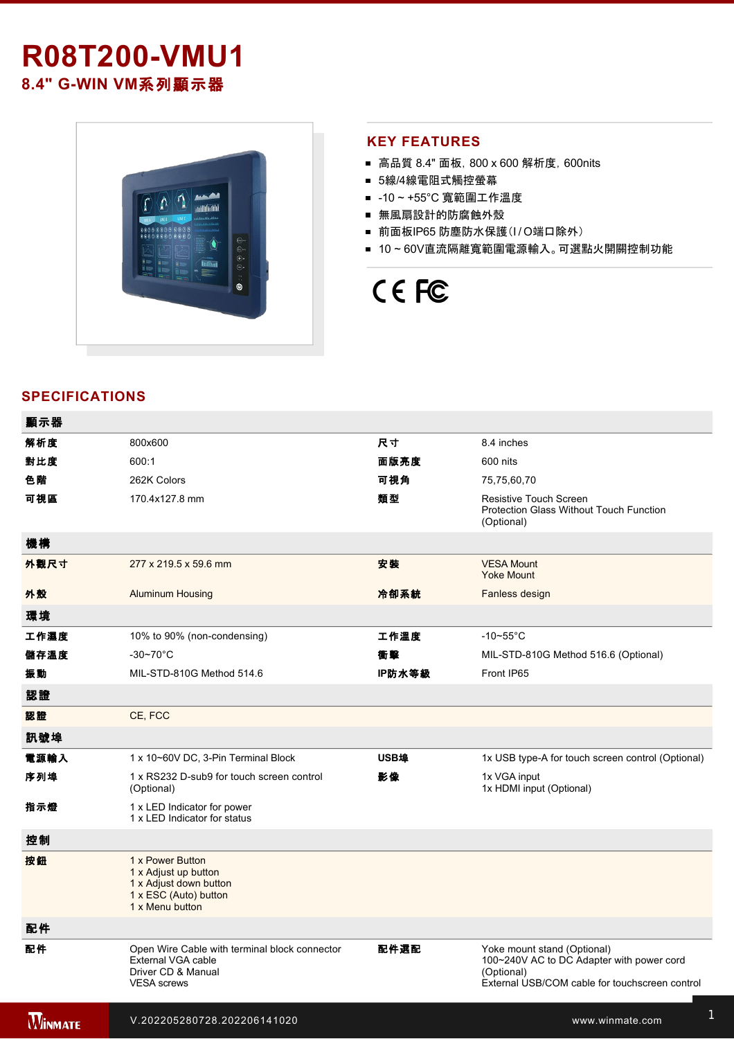# R08T200-VMU1

## 8.4" G-WIN VM系列顯示器

## KEY FEATURES

- 高品質 8.4" 面板, 800 x 600 解析度, 600nits
- 5線/4線電阻式觸控螢幕
- -10 ~ +55°C 寬範圍工作溫度
- 無風扇設計的防腐蝕外殼
- 前面板IP65 防塵防水保護(I / O端口除外)
- 10 ~ 60V直流隔離寬範圍電源輸入。可選點火開關控制功能

## SPECIFICATIONS

| 顯示器 | | | |
|---|---|---|---|
| 解析度 | 800x600 | 尺寸 | 8.4 inches |
| 對比度 | 600:1 | 面版亮度 | 600 nits |
| 色階 | 262K Colors | 可視角 | 75,75,60,70 |
| 可視區 | 170.4x127.8 mm | 類型 | Resistive Touch Screen<br>Protection Glass Without Touch Function (Optional) |
| **機構** | | | |
| 外觀尺寸 | 277 x 219.5 x 59.6 mm | 安裝 | VESA Mount<br>Yoke Mount |
| 外殼 | Aluminum Housing | 冷卻系統 | Fanless design |
| **環境** | | | |
| 工作濕度 | 10% to 90% (non-condensing) | 工作溫度 | -10~55°C |
| 儲存溫度 | -30~70°C | 衝擊 | MIL-STD-810G Method 516.6 (Optional) |
| 振動 | MIL-STD-810G Method 514.6 | IP防水等級 | Front IP65 |
| **認證** | | | |
| 認證 | CE, FCC | | |
| **訊號埠** | | | |
| 電源輸入 | 1 x 10~60V DC, 3-Pin Terminal Block | USB埠 | 1x USB type-A for touch screen control (Optional) |
| 序列埠 | 1 x RS232 D-sub9 for touch screen control (Optional) | 影像 | 1x VGA input<br>1x HDMI input (Optional) |
| 指示燈 | 1 x LED Indicator for power<br>1 x LED Indicator for status | | |
| **控制** | | | |
| 按鈕 | 1 x Power Button<br>1 x Adjust up button<br>1 x Adjust down button<br>1 x ESC (Auto) button<br>1 x Menu button | | |
| **配件** | | | |
| 配件 | Open Wire Cable with terminal block connector<br>External VGA cable<br>Driver CD & Manual<br>VESA screws | 配件選配 | Yoke mount stand (Optional)<br>100~240V AC to DC Adapter with power cord (Optional)<br>External USB/COM cable for touchscreen control |

V.202205280728.202206141020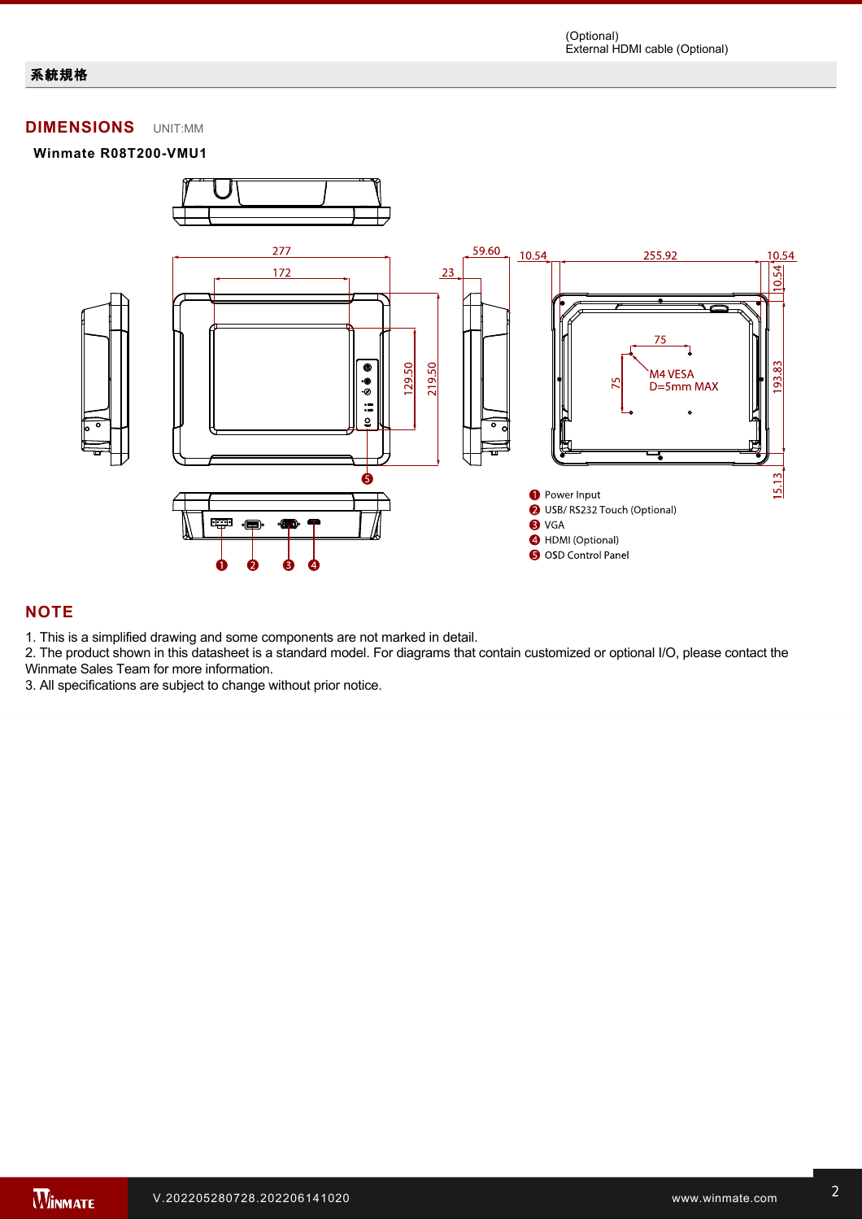(Optional)
External HDMI cable (Optional)

## 系統規格

## DIMENSIONS UNIT:MM

**Winmate R08T200-VMU1**

277
172
23
59.60
129.50
219.50
10.54
255.92
10.54
10.54
75
75
M4 VESA
D=5mm MAX
193.83
15.13

❶ Power Input
❷ USB/ RS232 Touch (Optional)
❸ VGA
❹ HDMI (Optional)
❺ OSD Control Panel

## NOTE

1. This is a simplified drawing and some components are not marked in detail.
2. The product shown in this datasheet is a standard model. For diagrams that contain customized or optional I/O, please contact the Winmate Sales Team for more information.
3. All specifications are subject to change without prior notice.